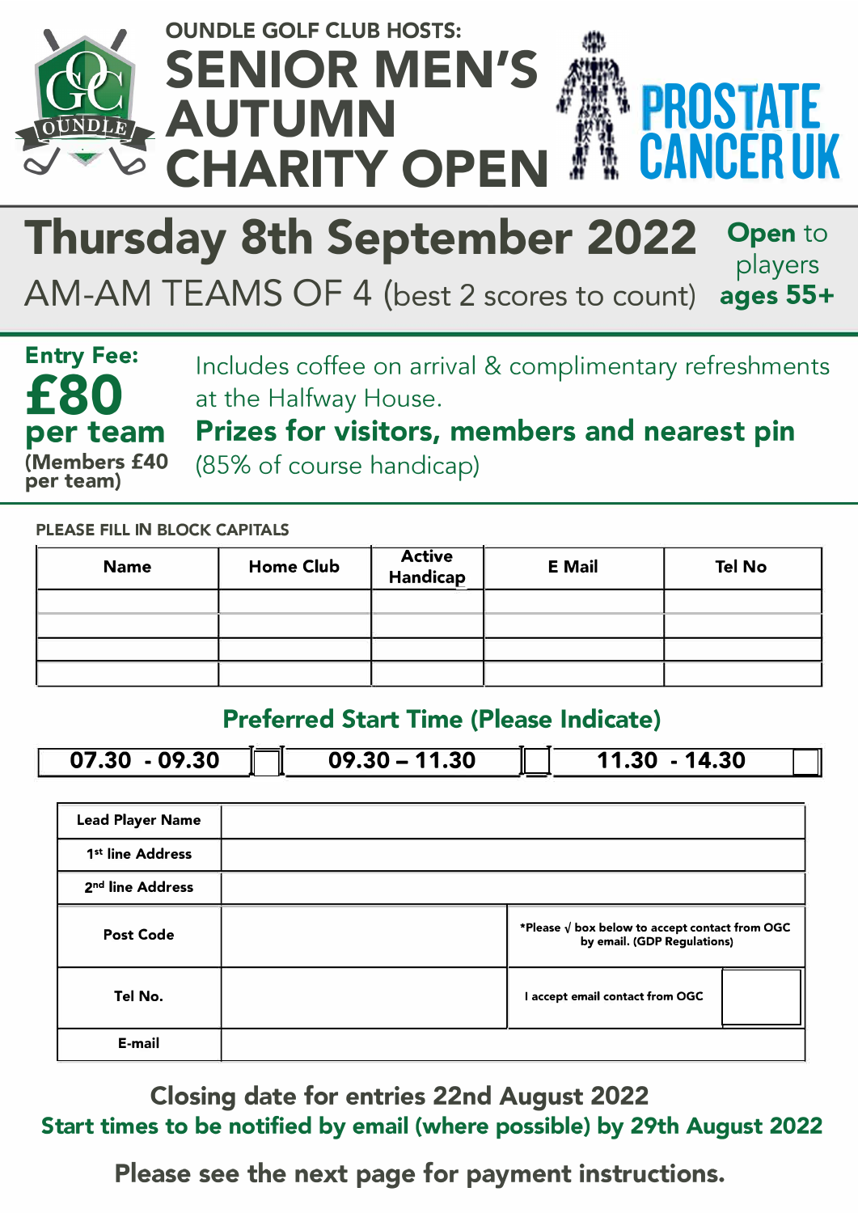OUNDLE GOLF CLUB HOSTS:

# SENIOR MEN'S AUTUMN CHARITY OPEN

PROSTATE CANCER UK

## Thursday 8th September 2022

AM-AM TEAMS OF 4 (best 2 scores to count)

**Open** to players **ages 55+**

**Entry Fee:**
**£80 per team**
**(Members £40 per team)**

Includes coffee on arrival & complimentary refreshments at the Halfway House.

**Prizes for visitors, members and nearest pin**

(85% of course handicap)

PLEASE FILL IN BLOCK CAPITALS

| Name | Home Club | Active Handicap | E Mail | Tel No |
|---|---|---|---|---|
| | | | | |
| | | | | |
| | | | | |
| | | | | |

### Preferred Start Time (Please Indicate)

| 07.30 - 09.30 | ☐ | 09.30 – 11.30 | ☐ | 11.30 - 14.30 | ☐ |
|---|---|---|---|---|---|

| | | |
|---|---|---|
| **Lead Player Name** | | |
| **1st line Address** | | |
| **2nd line Address** | | |
| **Post Code** | | *Please √ box below to accept contact from OGC by email. (GDP Regulations) |
| **Tel No.** | | I accept email contact from OGC ☐ |
| **E-mail** | | |

**Closing date for entries 22nd August 2022**

**Start times to be notified by email (where possible) by 29th August 2022**

**Please see the next page for payment instructions.**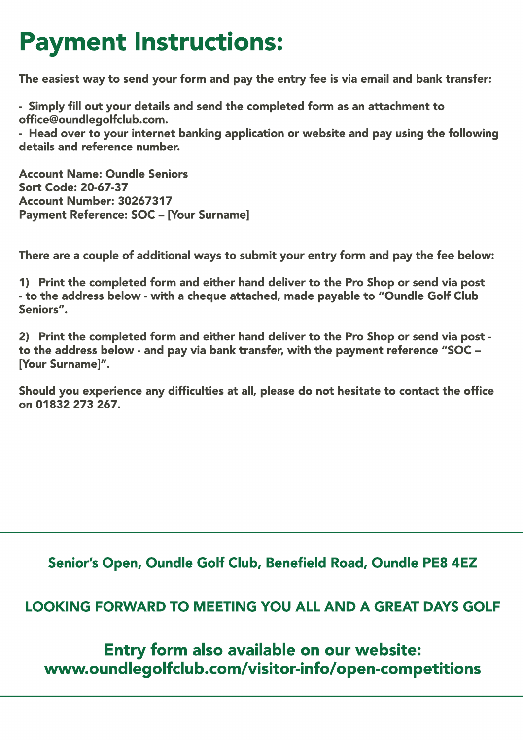# Payment Instructions:

**The easiest way to send your form and pay the entry fee is via email and bank transfer:**

**- Simply fill out your details and send the completed form as an attachment to office@oundlegolfclub.com.**
**- Head over to your internet banking application or website and pay using the following details and reference number.**

**Account Name: Oundle Seniors**
**Sort Code: 20-67-37**
**Account Number: 30267317**
**Payment Reference: SOC – [Your Surname]**

**There are a couple of additional ways to submit your entry form and pay the fee below:**

**1) Print the completed form and either hand deliver to the Pro Shop or send via post - to the address below - with a cheque attached, made payable to "Oundle Golf Club Seniors".**

**2) Print the completed form and either hand deliver to the Pro Shop or send via post - to the address below - and pay via bank transfer, with the payment reference "SOC – [Your Surname]".**

**Should you experience any difficulties at all, please do not hesitate to contact the office on 01832 273 267.**

---

**Senior's Open, Oundle Golf Club, Benefield Road, Oundle PE8 4EZ**

**LOOKING FORWARD TO MEETING YOU ALL AND A GREAT DAYS GOLF**

## Entry form also available on our website: www.oundlegolfclub.com/visitor-info/open-competitions

---